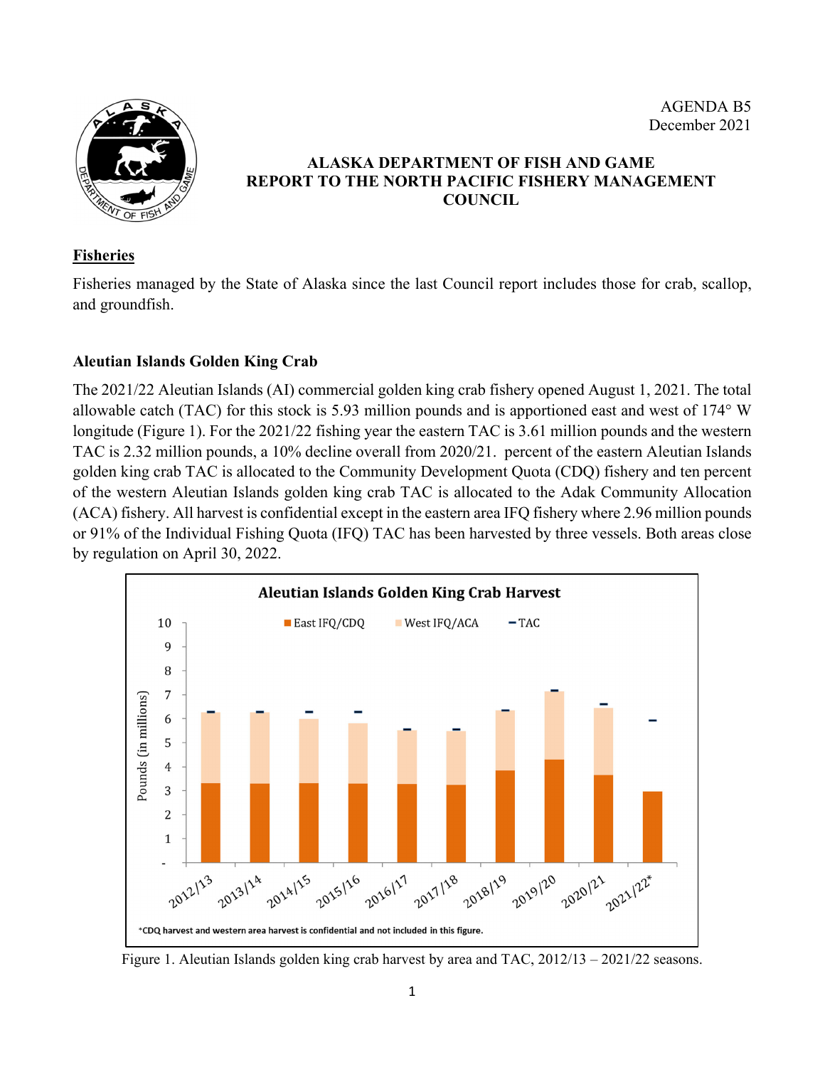AGENDA B5
December 2021

**ALASKA DEPARTMENT OF FISH AND GAME**
**REPORT TO THE NORTH PACIFIC FISHERY MANAGEMENT COUNCIL**

## Fisheries

Fisheries managed by the State of Alaska since the last Council report includes those for crab, scallop, and groundfish.

### Aleutian Islands Golden King Crab

The 2021/22 Aleutian Islands (AI) commercial golden king crab fishery opened August 1, 2021. The total allowable catch (TAC) for this stock is 5.93 million pounds and is apportioned east and west of 174° W longitude (Figure 1). For the 2021/22 fishing year the eastern TAC is 3.61 million pounds and the western TAC is 2.32 million pounds, a 10% decline overall from 2020/21. percent of the eastern Aleutian Islands golden king crab TAC is allocated to the Community Development Quota (CDQ) fishery and ten percent of the western Aleutian Islands golden king crab TAC is allocated to the Adak Community Allocation (ACA) fishery. All harvest is confidential except in the eastern area IFQ fishery where 2.96 million pounds or 91% of the Individual Fishing Quota (IFQ) TAC has been harvested by three vessels. Both areas close by regulation on April 30, 2022.

Figure 1. Aleutian Islands golden king crab harvest by area and TAC, 2012/13 – 2021/22 seasons.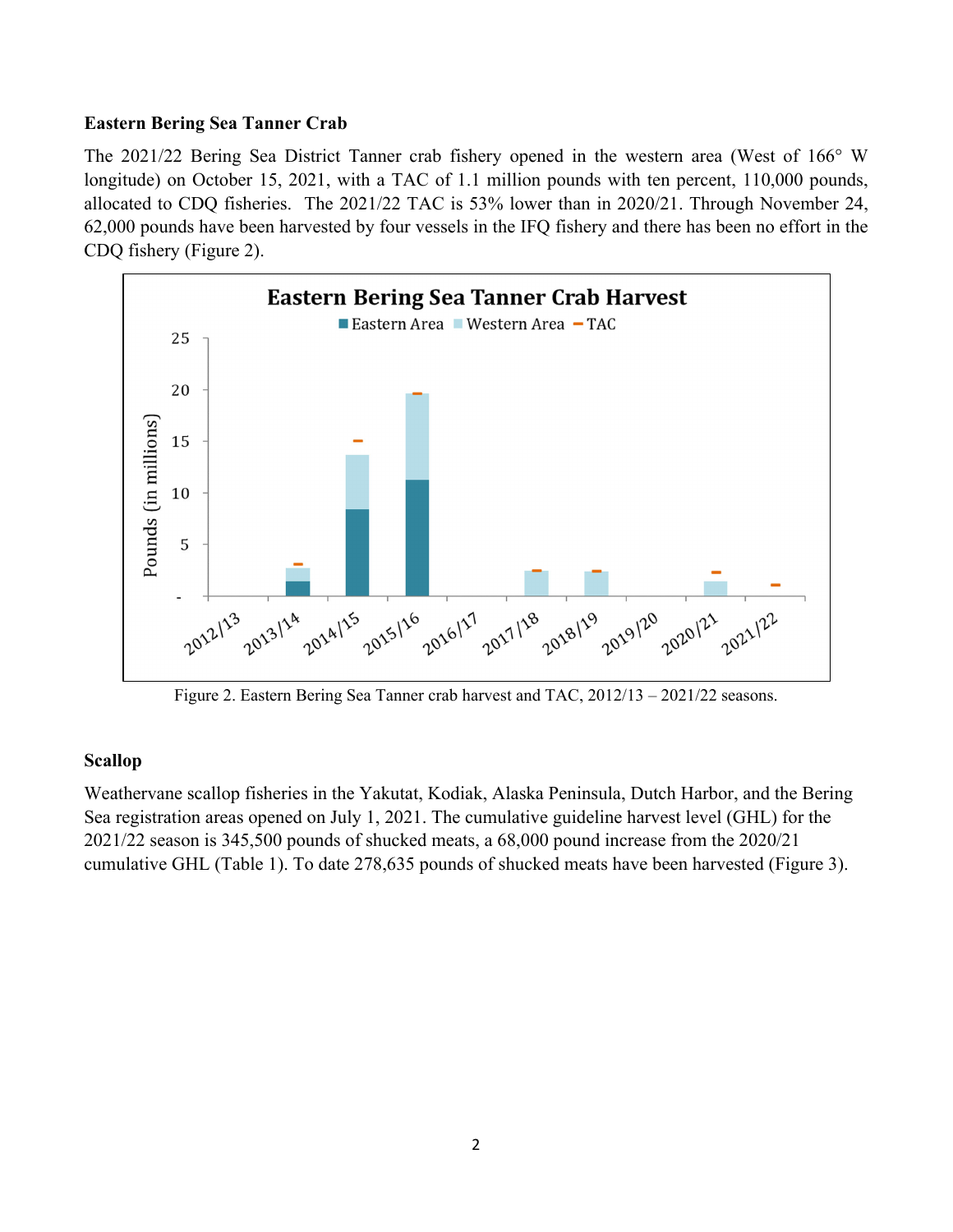**Eastern Bering Sea Tanner Crab**

The 2021/22 Bering Sea District Tanner crab fishery opened in the western area (West of 166° W longitude) on October 15, 2021, with a TAC of 1.1 million pounds with ten percent, 110,000 pounds, allocated to CDQ fisheries. The 2021/22 TAC is 53% lower than in 2020/21. Through November 24, 62,000 pounds have been harvested by four vessels in the IFQ fishery and there has been no effort in the CDQ fishery (Figure 2).

Figure 2. Eastern Bering Sea Tanner crab harvest and TAC, 2012/13 – 2021/22 seasons.

**Scallop**

Weathervane scallop fisheries in the Yakutat, Kodiak, Alaska Peninsula, Dutch Harbor, and the Bering Sea registration areas opened on July 1, 2021. The cumulative guideline harvest level (GHL) for the 2021/22 season is 345,500 pounds of shucked meats, a 68,000 pound increase from the 2020/21 cumulative GHL (Table 1). To date 278,635 pounds of shucked meats have been harvested (Figure 3).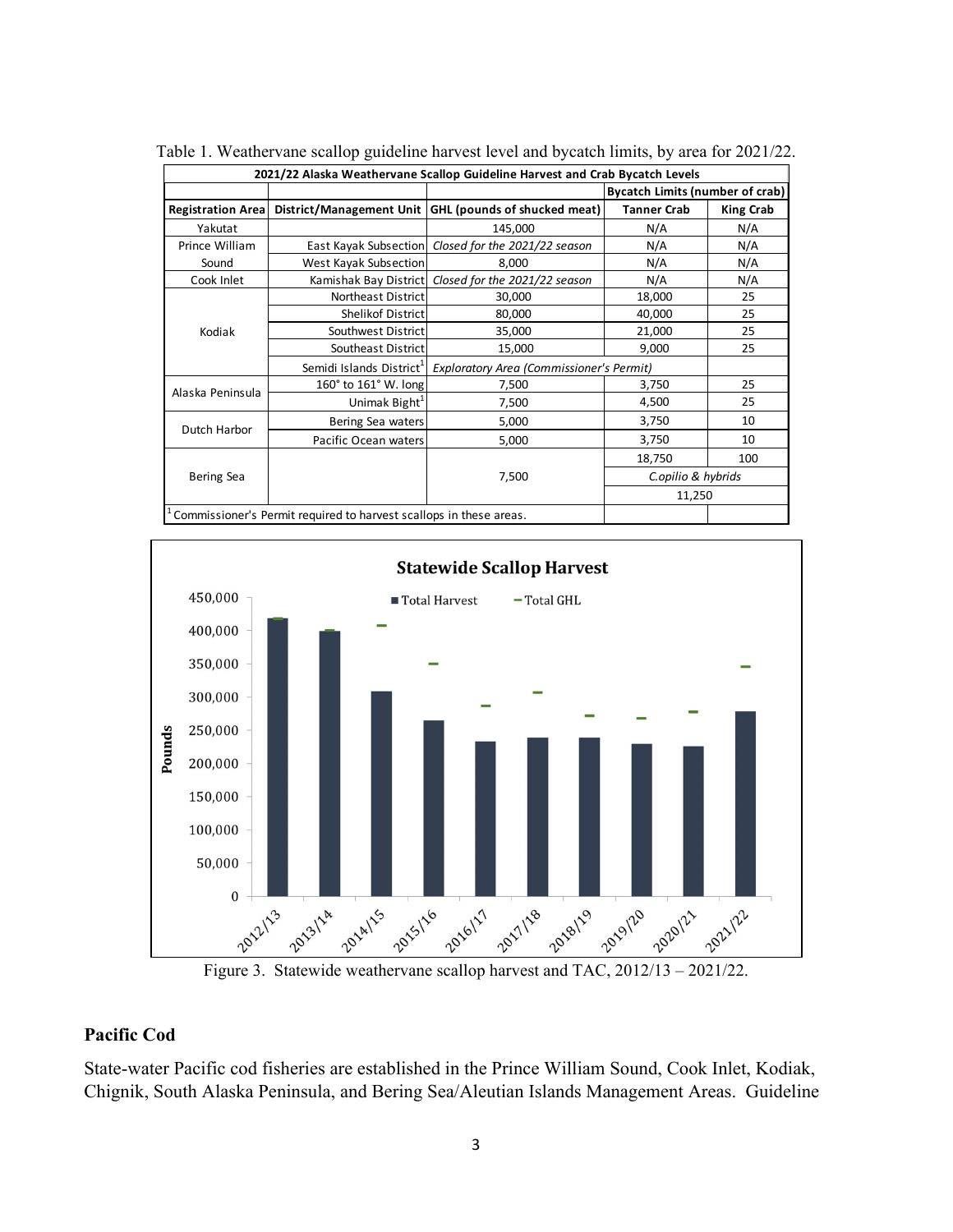Table 1. Weathervane scallop guideline harvest level and bycatch limits, by area for 2021/22.

| 2021/22 Alaska Weathervane Scallop Guideline Harvest and Crab Bycatch Levels | | | | |
|---|---|---|---|---|
| | | | Bycatch Limits (number of crab) | |
| **Registration Area** | **District/Management Unit** | **GHL (pounds of shucked meat)** | **Tanner Crab** | **King Crab** |
| Yakutat | | 145,000 | N/A | N/A |
| Prince William Sound | East Kayak Subsection | *Closed for the 2021/22 season* | N/A | N/A |
| | West Kayak Subsection | 8,000 | N/A | N/A |
| Cook Inlet | Kamishak Bay District | *Closed for the 2021/22 season* | N/A | N/A |
| Kodiak | Northeast District | 30,000 | 18,000 | 25 |
| | Shelikof District | 80,000 | 40,000 | 25 |
| | Southwest District | 35,000 | 21,000 | 25 |
| | Southeast District | 15,000 | 9,000 | 25 |
| | Semidi Islands District[1] | *Exploratory Area (Commissioner's Permit)* | | |
| Alaska Peninsula | 160° to 161° W. long | 7,500 | 3,750 | 25 |
| | Unimak Bight[1] | 7,500 | 4,500 | 25 |
| Dutch Harbor | Bering Sea waters | 5,000 | 3,750 | 10 |
| | Pacific Ocean waters | 5,000 | 3,750 | 10 |
| Bering Sea | | 7,500 | 18,750 | 100 |
| | | | *C.opilio & hybrids* | |
| | | | 11,250 | |

[1] Commissioner's Permit required to harvest scallops in these areas.

Figure 3. Statewide weathervane scallop harvest and TAC, 2012/13 – 2021/22.

## Pacific Cod

State-water Pacific cod fisheries are established in the Prince William Sound, Cook Inlet, Kodiak, Chignik, South Alaska Peninsula, and Bering Sea/Aleutian Islands Management Areas. Guideline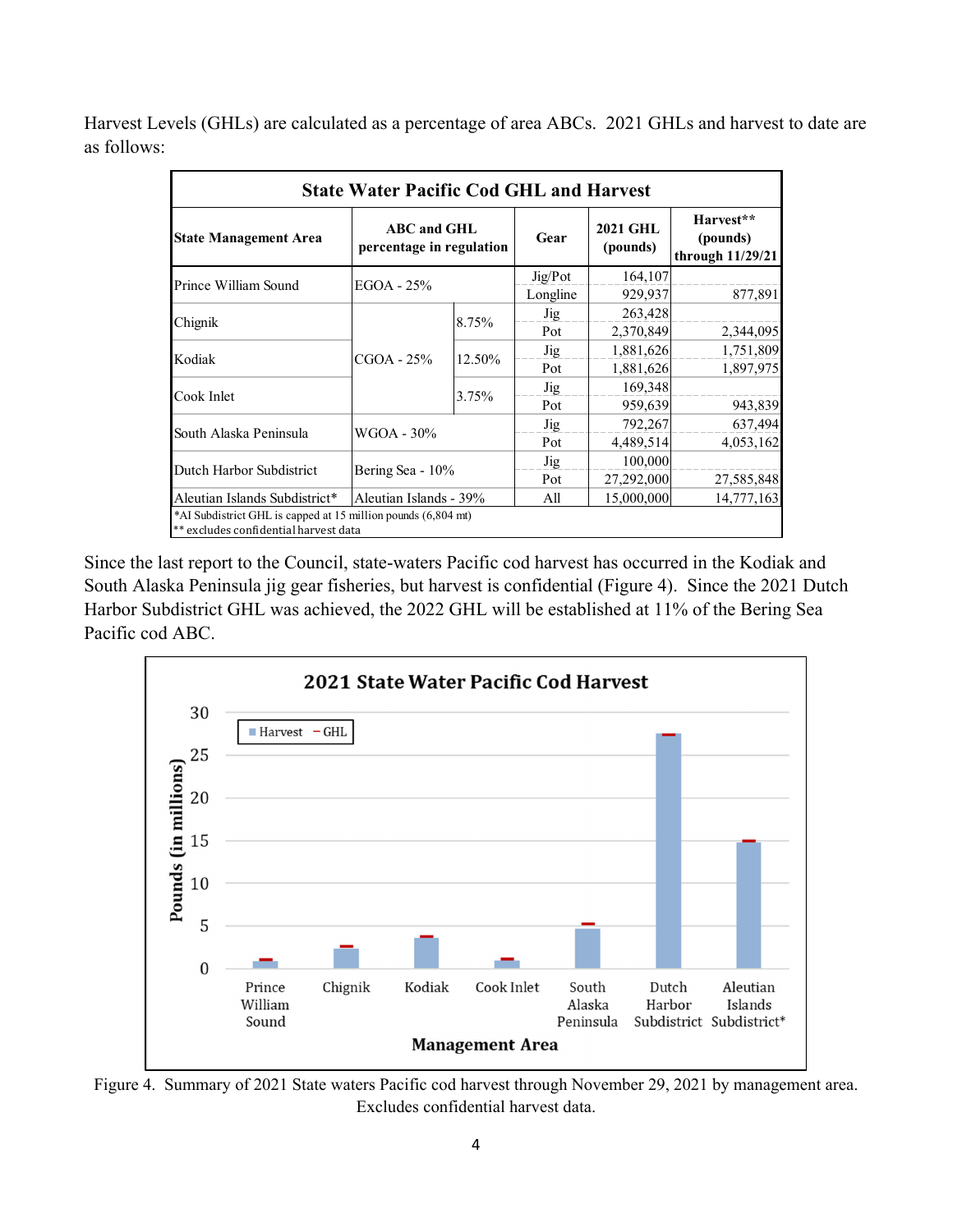Harvest Levels (GHLs) are calculated as a percentage of area ABCs. 2021 GHLs and harvest to date are as follows:

| State Water Pacific Cod GHL and Harvest | | | | | |
|---|---|---|---|---|---|
| **State Management Area** | **ABC and GHL percentage in regulation** | | **Gear** | **2021 GHL (pounds)** | **Harvest** (pounds) through 11/29/21** |
| Prince William Sound | EGOA - 25% | | Jig/Pot | 164,107 | |
| | | | Longline | 929,937 | 877,891 |
| Chignik | CGOA - 25% | 8.75% | Jig | 263,428 | |
| | | | Pot | 2,370,849 | 2,344,095 |
| Kodiak | | 12.50% | Jig | 1,881,626 | 1,751,809 |
| | | | Pot | 1,881,626 | 1,897,975 |
| Cook Inlet | | 3.75% | Jig | 169,348 | |
| | | | Pot | 959,639 | 943,839 |
| South Alaska Peninsula | WGOA - 30% | | Jig | 792,267 | 637,494 |
| | | | Pot | 4,489,514 | 4,053,162 |
| Dutch Harbor Subdistrict | Bering Sea - 10% | | Jig | 100,000 | |
| | | | Pot | 27,292,000 | 27,585,848 |
| Aleutian Islands Subdistrict* | Aleutian Islands - 39% | | All | 15,000,000 | 14,777,163 |

*AI Subdistrict GHL is capped at 15 million pounds (6,804 mt)
** excludes confidential harvest data

Since the last report to the Council, state-waters Pacific cod harvest has occurred in the Kodiak and South Alaska Peninsula jig gear fisheries, but harvest is confidential (Figure 4). Since the 2021 Dutch Harbor Subdistrict GHL was achieved, the 2022 GHL will be established at 11% of the Bering Sea Pacific cod ABC.

Figure 4. Summary of 2021 State waters Pacific cod harvest through November 29, 2021 by management area. Excludes confidential harvest data.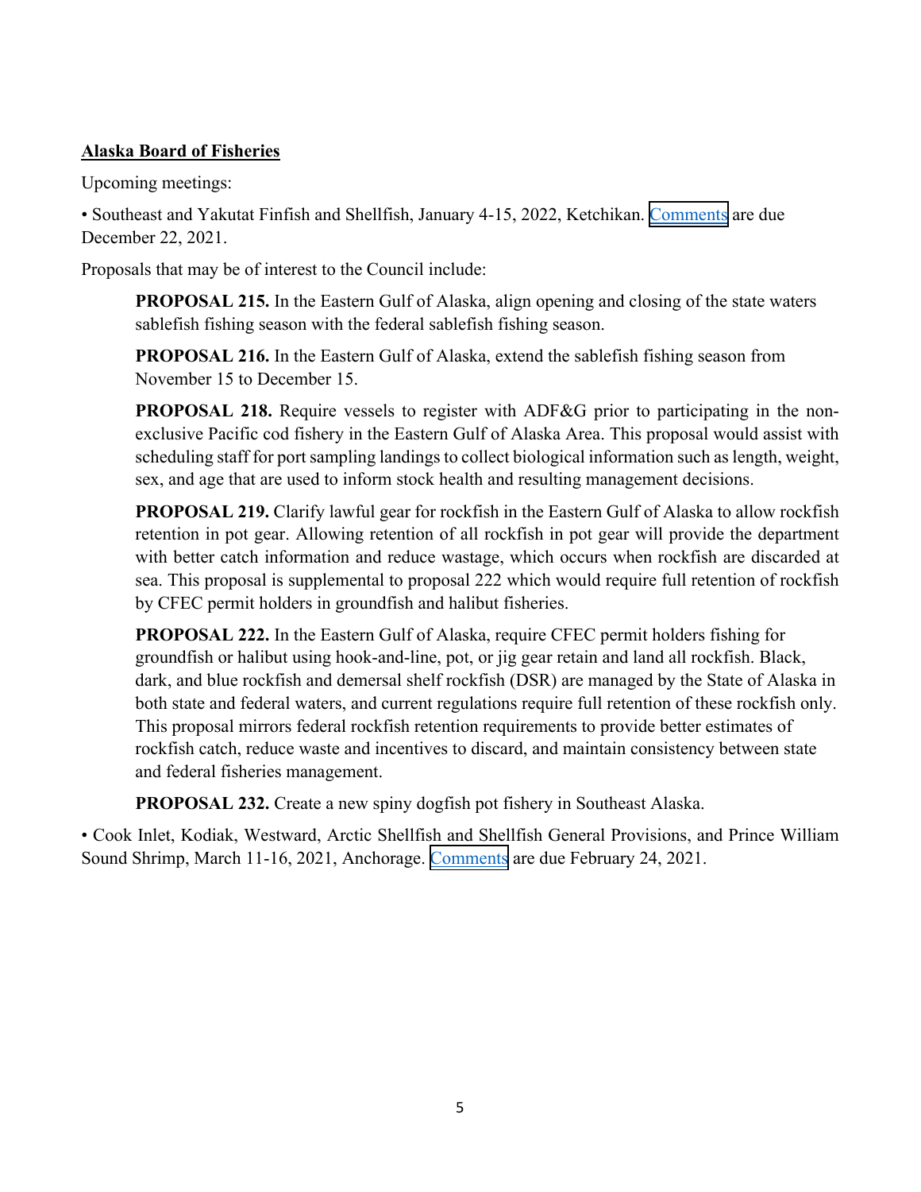**Alaska Board of Fisheries**

Upcoming meetings:

• Southeast and Yakutat Finfish and Shellfish, January 4-15, 2022, Ketchikan. Comments are due December 22, 2021.

Proposals that may be of interest to the Council include:

> **PROPOSAL 215.** In the Eastern Gulf of Alaska, align opening and closing of the state waters sablefish fishing season with the federal sablefish fishing season.
>
> **PROPOSAL 216.** In the Eastern Gulf of Alaska, extend the sablefish fishing season from November 15 to December 15.
>
> **PROPOSAL 218.** Require vessels to register with ADF&G prior to participating in the non-exclusive Pacific cod fishery in the Eastern Gulf of Alaska Area. This proposal would assist with scheduling staff for port sampling landings to collect biological information such as length, weight, sex, and age that are used to inform stock health and resulting management decisions.
>
> **PROPOSAL 219.** Clarify lawful gear for rockfish in the Eastern Gulf of Alaska to allow rockfish retention in pot gear. Allowing retention of all rockfish in pot gear will provide the department with better catch information and reduce wastage, which occurs when rockfish are discarded at sea. This proposal is supplemental to proposal 222 which would require full retention of rockfish by CFEC permit holders in groundfish and halibut fisheries.
>
> **PROPOSAL 222.** In the Eastern Gulf of Alaska, require CFEC permit holders fishing for groundfish or halibut using hook-and-line, pot, or jig gear retain and land all rockfish. Black, dark, and blue rockfish and demersal shelf rockfish (DSR) are managed by the State of Alaska in both state and federal waters, and current regulations require full retention of these rockfish only. This proposal mirrors federal rockfish retention requirements to provide better estimates of rockfish catch, reduce waste and incentives to discard, and maintain consistency between state and federal fisheries management.
>
> **PROPOSAL 232.** Create a new spiny dogfish pot fishery in Southeast Alaska.

• Cook Inlet, Kodiak, Westward, Arctic Shellfish and Shellfish General Provisions, and Prince William Sound Shrimp, March 11-16, 2021, Anchorage. Comments are due February 24, 2021.